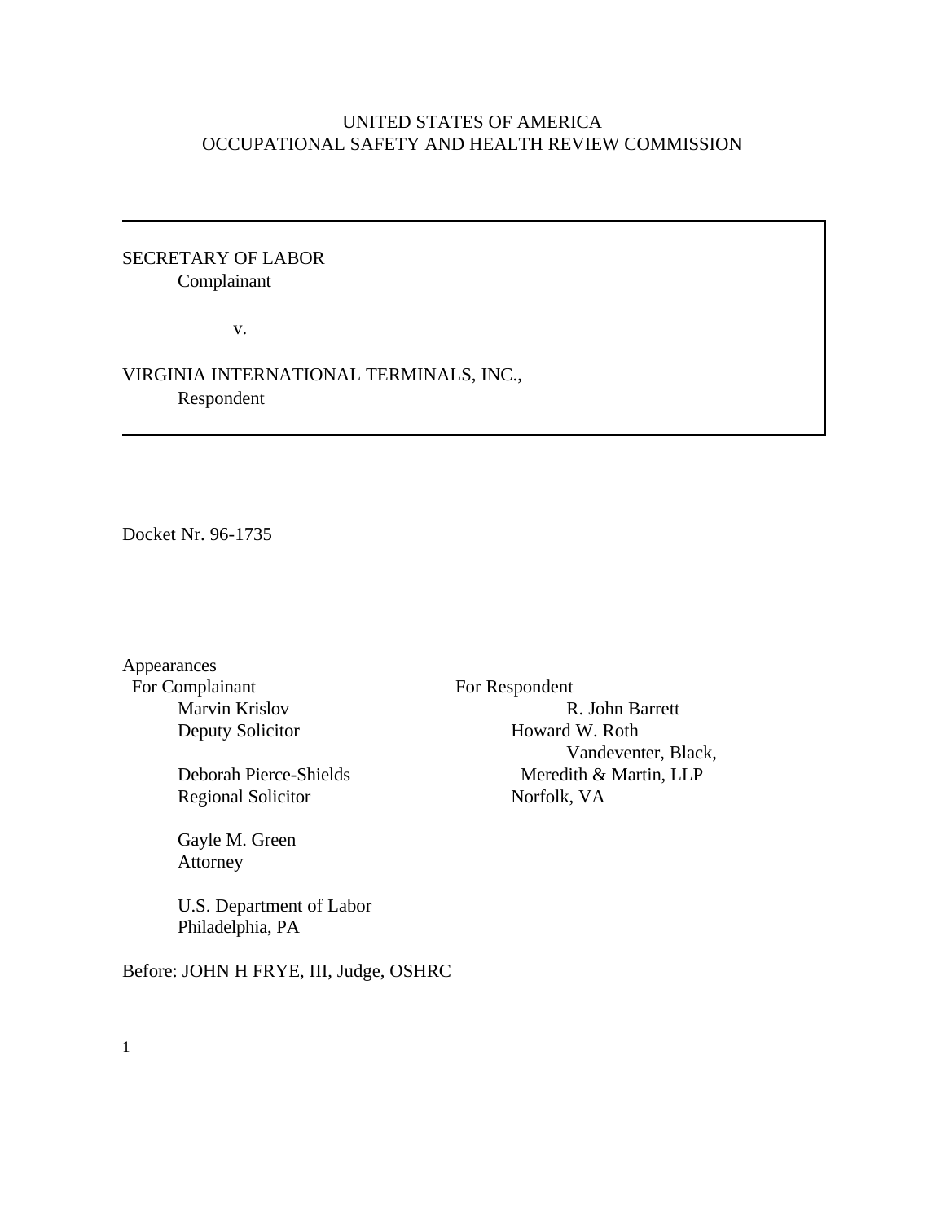UNITED STATES OF AMERICA
OCCUPATIONAL SAFETY AND HEALTH REVIEW COMMISSION

SECRETARY OF LABOR
Complainant

v.

VIRGINIA INTERNATIONAL TERMINALS, INC.,
Respondent

Docket Nr. 96-1735

Appearances

For Complainant
Marvin Krislov
Deputy Solicitor

Deborah Pierce-Shields
Regional Solicitor

Gayle M. Green
Attorney

U.S. Department of Labor
Philadelphia, PA

For Respondent
R. John Barrett
Howard W. Roth
Vandeventer, Black,
Meredith & Martin, LLP
Norfolk, VA

Before: JOHN H FRYE, III, Judge, OSHRC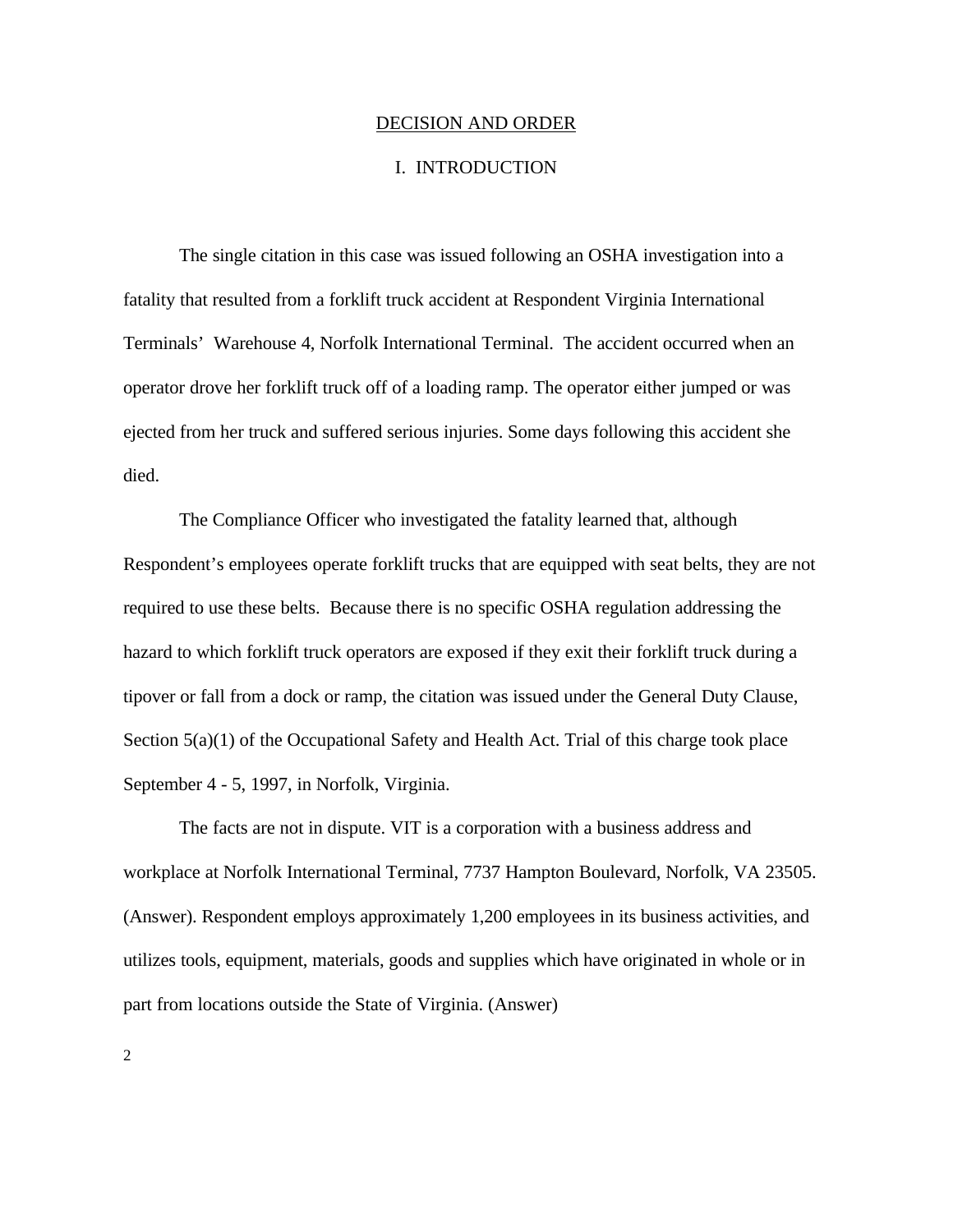## DECISION AND ORDER

### I. INTRODUCTION

The single citation in this case was issued following an OSHA investigation into a fatality that resulted from a forklift truck accident at Respondent Virginia International Terminals' Warehouse 4, Norfolk International Terminal. The accident occurred when an operator drove her forklift truck off of a loading ramp. The operator either jumped or was ejected from her truck and suffered serious injuries. Some days following this accident she died.

The Compliance Officer who investigated the fatality learned that, although Respondent's employees operate forklift trucks that are equipped with seat belts, they are not required to use these belts. Because there is no specific OSHA regulation addressing the hazard to which forklift truck operators are exposed if they exit their forklift truck during a tipover or fall from a dock or ramp, the citation was issued under the General Duty Clause, Section 5(a)(1) of the Occupational Safety and Health Act. Trial of this charge took place September 4 - 5, 1997, in Norfolk, Virginia.

The facts are not in dispute. VIT is a corporation with a business address and workplace at Norfolk International Terminal, 7737 Hampton Boulevard, Norfolk, VA 23505. (Answer). Respondent employs approximately 1,200 employees in its business activities, and utilizes tools, equipment, materials, goods and supplies which have originated in whole or in part from locations outside the State of Virginia. (Answer)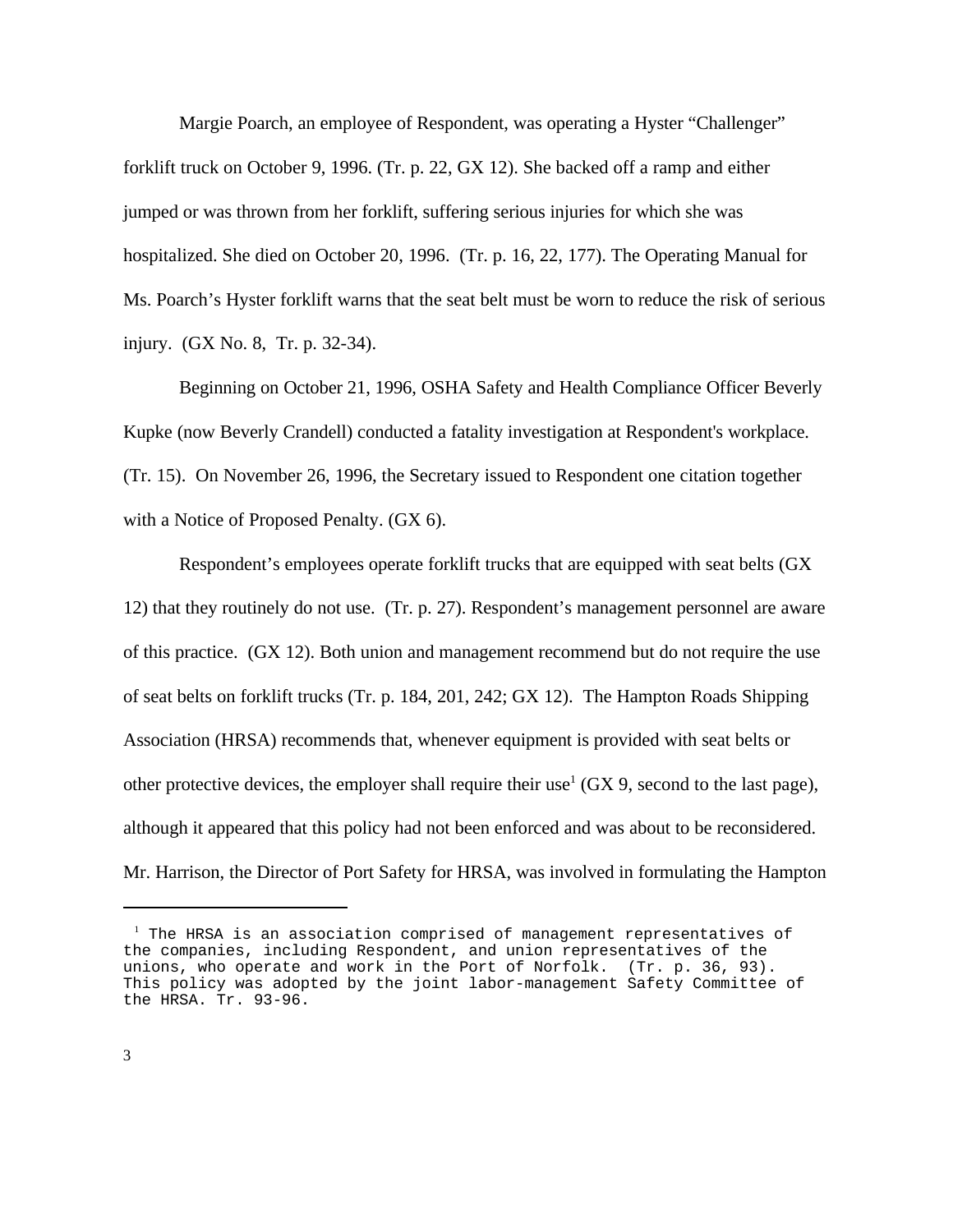Margie Poarch, an employee of Respondent, was operating a Hyster "Challenger" forklift truck on October 9, 1996. (Tr. p. 22, GX 12). She backed off a ramp and either jumped or was thrown from her forklift, suffering serious injuries for which she was hospitalized. She died on October 20, 1996. (Tr. p. 16, 22, 177). The Operating Manual for Ms. Poarch's Hyster forklift warns that the seat belt must be worn to reduce the risk of serious injury. (GX No. 8, Tr. p. 32-34).

Beginning on October 21, 1996, OSHA Safety and Health Compliance Officer Beverly Kupke (now Beverly Crandell) conducted a fatality investigation at Respondent's workplace. (Tr. 15). On November 26, 1996, the Secretary issued to Respondent one citation together with a Notice of Proposed Penalty. (GX 6).

Respondent's employees operate forklift trucks that are equipped with seat belts (GX 12) that they routinely do not use. (Tr. p. 27). Respondent's management personnel are aware of this practice. (GX 12). Both union and management recommend but do not require the use of seat belts on forklift trucks (Tr. p. 184, 201, 242; GX 12). The Hampton Roads Shipping Association (HRSA) recommends that, whenever equipment is provided with seat belts or other protective devices, the employer shall require their use[1] (GX 9, second to the last page), although it appeared that this policy had not been enforced and was about to be reconsidered. Mr. Harrison, the Director of Port Safety for HRSA, was involved in formulating the Hampton

---

[1] The HRSA is an association comprised of management representatives of the companies, including Respondent, and union representatives of the unions, who operate and work in the Port of Norfolk. (Tr. p. 36, 93). This policy was adopted by the joint labor-management Safety Committee of the HRSA. Tr. 93-96.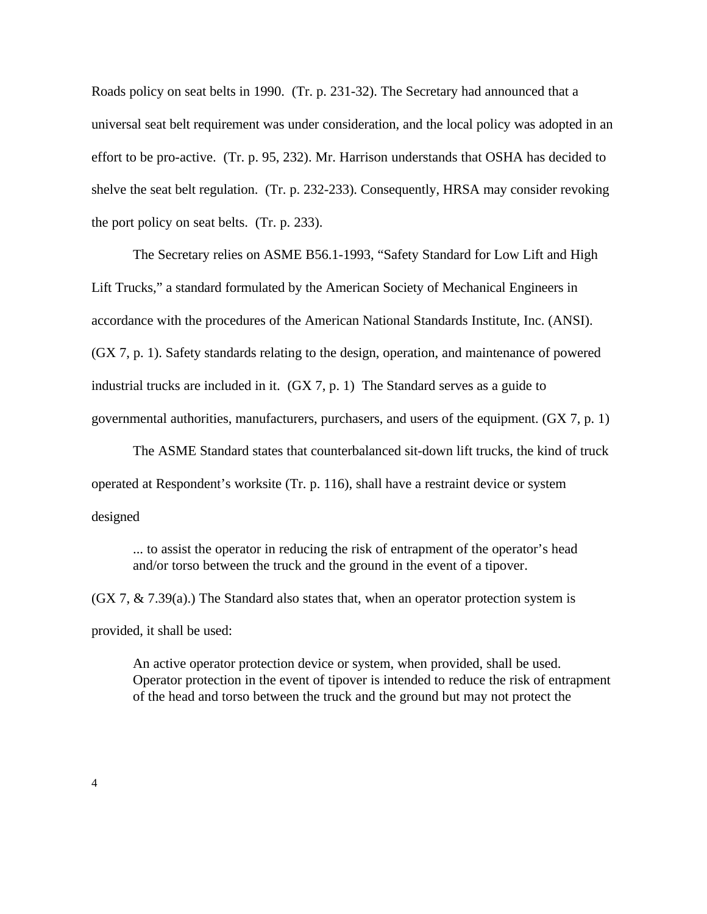Roads policy on seat belts in 1990. (Tr. p. 231-32). The Secretary had announced that a universal seat belt requirement was under consideration, and the local policy was adopted in an effort to be pro-active. (Tr. p. 95, 232). Mr. Harrison understands that OSHA has decided to shelve the seat belt regulation. (Tr. p. 232-233). Consequently, HRSA may consider revoking the port policy on seat belts. (Tr. p. 233).

The Secretary relies on ASME B56.1-1993, "Safety Standard for Low Lift and High Lift Trucks," a standard formulated by the American Society of Mechanical Engineers in accordance with the procedures of the American National Standards Institute, Inc. (ANSI). (GX 7, p. 1). Safety standards relating to the design, operation, and maintenance of powered industrial trucks are included in it. (GX 7, p. 1) The Standard serves as a guide to governmental authorities, manufacturers, purchasers, and users of the equipment. (GX 7, p. 1)

The ASME Standard states that counterbalanced sit-down lift trucks, the kind of truck operated at Respondent's worksite (Tr. p. 116), shall have a restraint device or system designed

> ... to assist the operator in reducing the risk of entrapment of the operator's head and/or torso between the truck and the ground in the event of a tipover.

(GX 7, & 7.39(a).) The Standard also states that, when an operator protection system is provided, it shall be used:

> An active operator protection device or system, when provided, shall be used. Operator protection in the event of tipover is intended to reduce the risk of entrapment of the head and torso between the truck and the ground but may not protect the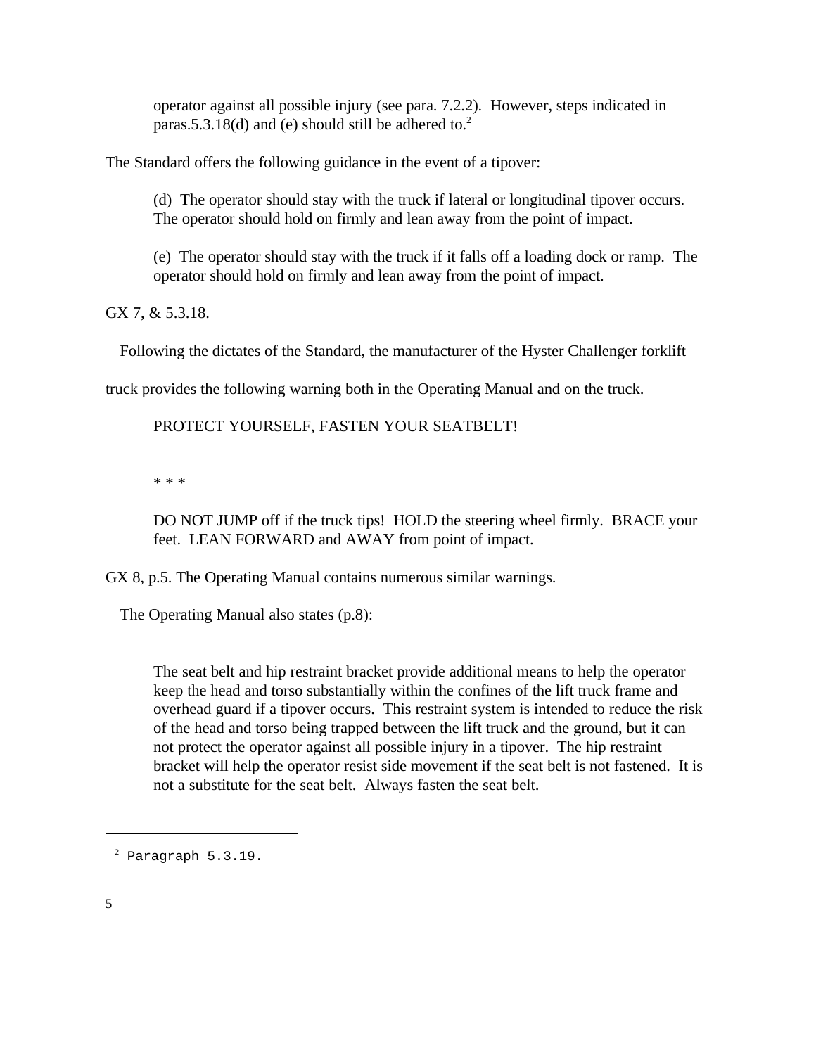> operator against all possible injury (see para. 7.2.2). However, steps indicated in paras.5.3.18(d) and (e) should still be adhered to.[2]

The Standard offers the following guidance in the event of a tipover:

> (d) The operator should stay with the truck if lateral or longitudinal tipover occurs. The operator should hold on firmly and lean away from the point of impact.
>
> (e) The operator should stay with the truck if it falls off a loading dock or ramp. The operator should hold on firmly and lean away from the point of impact.

GX 7, & 5.3.18.

Following the dictates of the Standard, the manufacturer of the Hyster Challenger forklift truck provides the following warning both in the Operating Manual and on the truck.

> PROTECT YOURSELF, FASTEN YOUR SEATBELT!
>
> * * *
>
> DO NOT JUMP off if the truck tips! HOLD the steering wheel firmly. BRACE your feet. LEAN FORWARD and AWAY from point of impact.

GX 8, p.5. The Operating Manual contains numerous similar warnings.

The Operating Manual also states (p.8):

> The seat belt and hip restraint bracket provide additional means to help the operator keep the head and torso substantially within the confines of the lift truck frame and overhead guard if a tipover occurs. This restraint system is intended to reduce the risk of the head and torso being trapped between the lift truck and the ground, but it can not protect the operator against all possible injury in a tipover. The hip restraint bracket will help the operator resist side movement if the seat belt is not fastened. It is not a substitute for the seat belt. Always fasten the seat belt.

---

[2] Paragraph 5.3.19.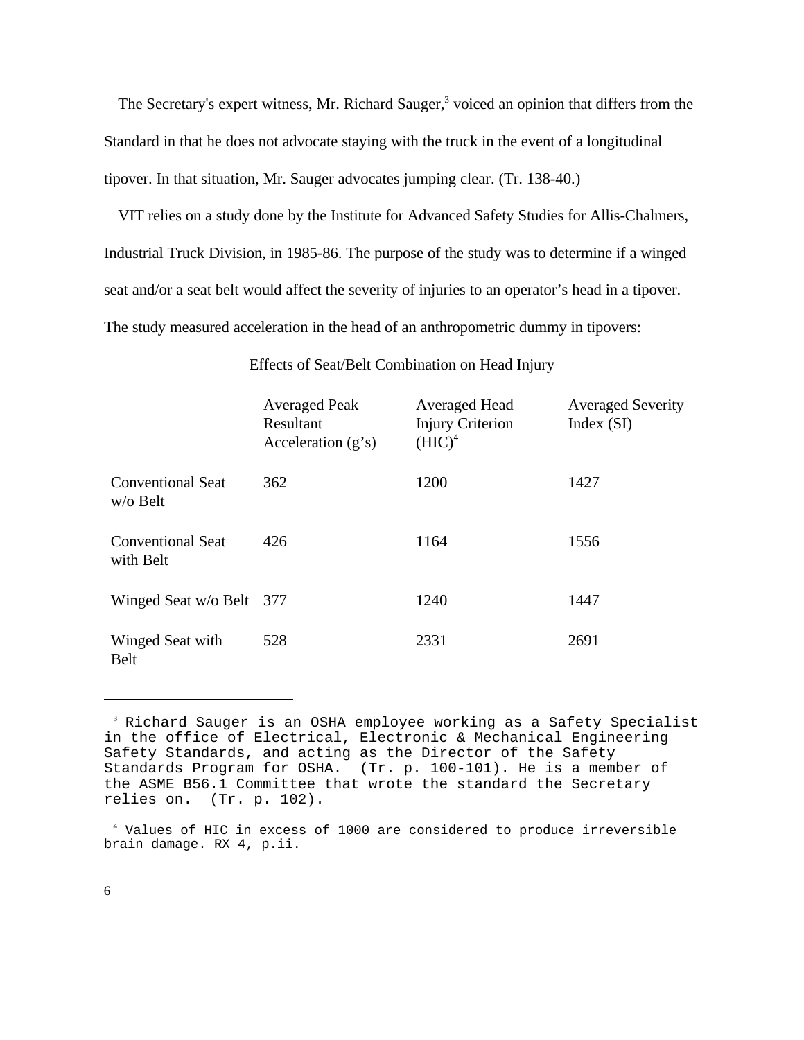The Secretary's expert witness, Mr. Richard Sauger,[3] voiced an opinion that differs from the Standard in that he does not advocate staying with the truck in the event of a longitudinal tipover. In that situation, Mr. Sauger advocates jumping clear. (Tr. 138-40.)

VIT relies on a study done by the Institute for Advanced Safety Studies for Allis-Chalmers, Industrial Truck Division, in 1985-86. The purpose of the study was to determine if a winged seat and/or a seat belt would affect the severity of injuries to an operator's head in a tipover. The study measured acceleration in the head of an anthropometric dummy in tipovers:

Effects of Seat/Belt Combination on Head Injury

| | Averaged Peak Resultant Acceleration (g's) | Averaged Head Injury Criterion (HIC)[4] | Averaged Severity Index (SI) |
|---|---|---|---|
| Conventional Seat w/o Belt | 362 | 1200 | 1427 |
| Conventional Seat with Belt | 426 | 1164 | 1556 |
| Winged Seat w/o Belt | 377 | 1240 | 1447 |
| Winged Seat with Belt | 528 | 2331 | 2691 |

---

[3] Richard Sauger is an OSHA employee working as a Safety Specialist in the office of Electrical, Electronic & Mechanical Engineering Safety Standards, and acting as the Director of the Safety Standards Program for OSHA. (Tr. p. 100-101). He is a member of the ASME B56.1 Committee that wrote the standard the Secretary relies on. (Tr. p. 102).

[4] Values of HIC in excess of 1000 are considered to produce irreversible brain damage. RX 4, p.ii.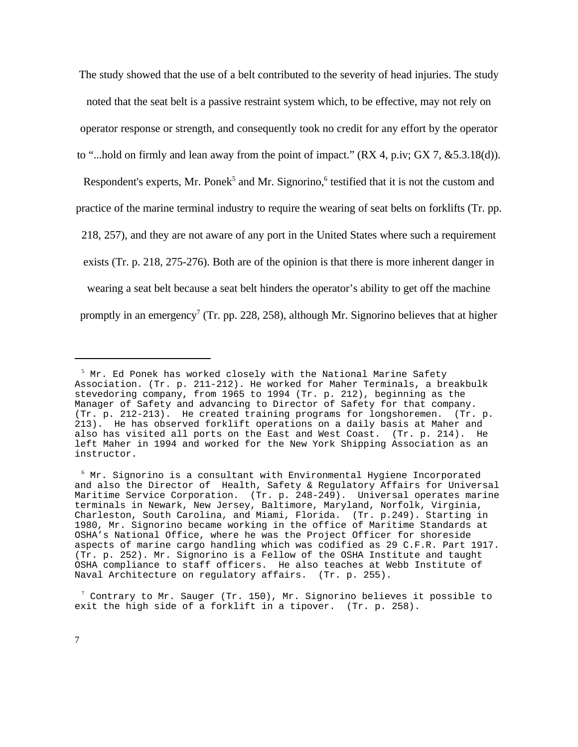The study showed that the use of a belt contributed to the severity of head injuries. The study noted that the seat belt is a passive restraint system which, to be effective, may not rely on operator response or strength, and consequently took no credit for any effort by the operator to "...hold on firmly and lean away from the point of impact." (RX 4, p.iv; GX 7, &5.3.18(d)). Respondent's experts, Mr. Ponek[5] and Mr. Signorino,[6] testified that it is not the custom and practice of the marine terminal industry to require the wearing of seat belts on forklifts (Tr. pp. 218, 257), and they are not aware of any port in the United States where such a requirement exists (Tr. p. 218, 275-276). Both are of the opinion is that there is more inherent danger in wearing a seat belt because a seat belt hinders the operator's ability to get off the machine promptly in an emergency[7] (Tr. pp. 228, 258), although Mr. Signorino believes that at higher

---

[5] Mr. Ed Ponek has worked closely with the National Marine Safety Association. (Tr. p. 211-212). He worked for Maher Terminals, a breakbulk stevedoring company, from 1965 to 1994 (Tr. p. 212), beginning as the Manager of Safety and advancing to Director of Safety for that company. (Tr. p. 212-213). He created training programs for longshoremen. (Tr. p. 213). He has observed forklift operations on a daily basis at Maher and also has visited all ports on the East and West Coast. (Tr. p. 214). He left Maher in 1994 and worked for the New York Shipping Association as an instructor.

[6] Mr. Signorino is a consultant with Environmental Hygiene Incorporated and also the Director of Health, Safety & Regulatory Affairs for Universal Maritime Service Corporation. (Tr. p. 248-249). Universal operates marine terminals in Newark, New Jersey, Baltimore, Maryland, Norfolk, Virginia, Charleston, South Carolina, and Miami, Florida. (Tr. p.249). Starting in 1980, Mr. Signorino became working in the office of Maritime Standards at OSHA's National Office, where he was the Project Officer for shoreside aspects of marine cargo handling which was codified as 29 C.F.R. Part 1917. (Tr. p. 252). Mr. Signorino is a Fellow of the OSHA Institute and taught OSHA compliance to staff officers. He also teaches at Webb Institute of Naval Architecture on regulatory affairs. (Tr. p. 255).

[7] Contrary to Mr. Sauger (Tr. 150), Mr. Signorino believes it possible to exit the high side of a forklift in a tipover. (Tr. p. 258).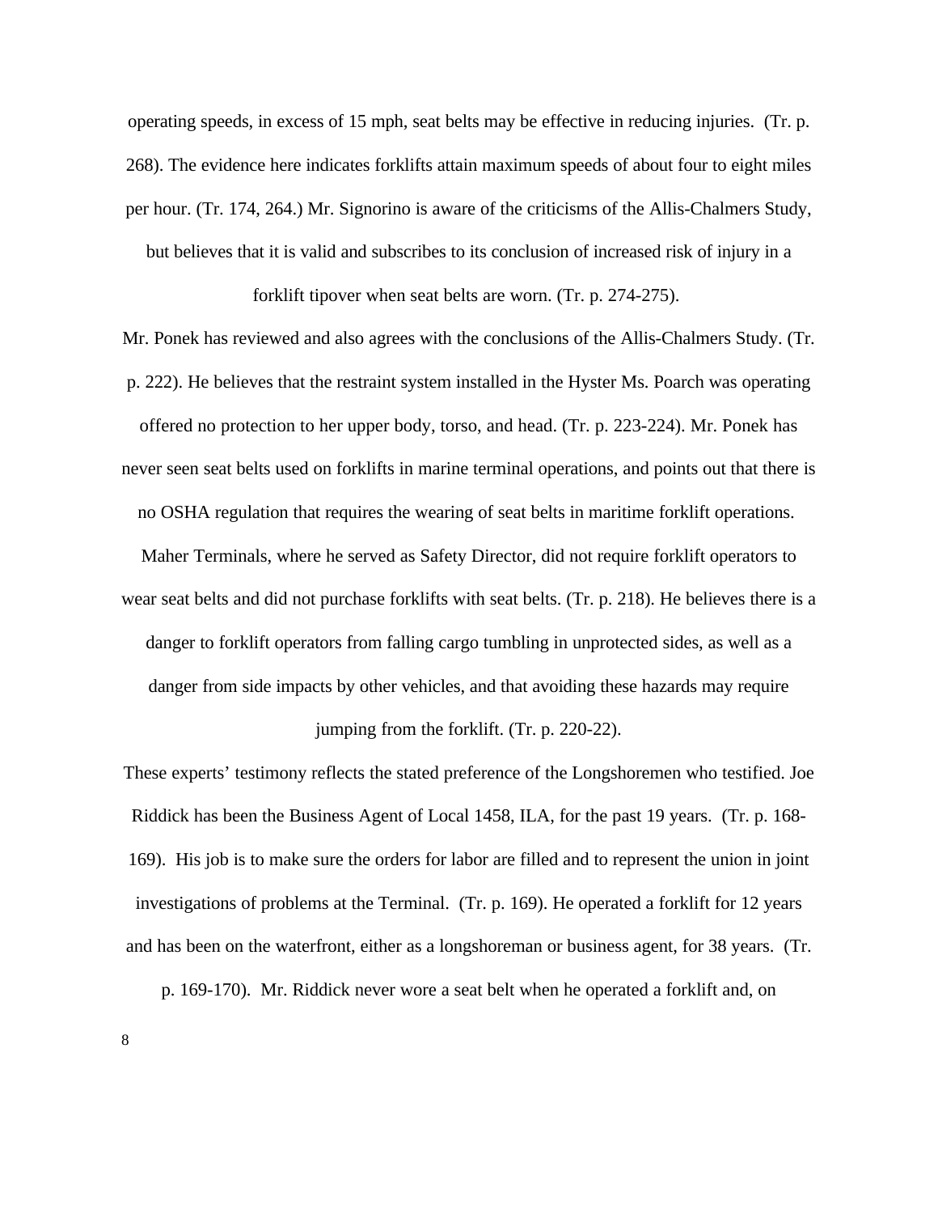operating speeds, in excess of 15 mph, seat belts may be effective in reducing injuries. (Tr. p. 268). The evidence here indicates forklifts attain maximum speeds of about four to eight miles per hour. (Tr. 174, 264.) Mr. Signorino is aware of the criticisms of the Allis-Chalmers Study, but believes that it is valid and subscribes to its conclusion of increased risk of injury in a forklift tipover when seat belts are worn. (Tr. p. 274-275).

Mr. Ponek has reviewed and also agrees with the conclusions of the Allis-Chalmers Study. (Tr. p. 222). He believes that the restraint system installed in the Hyster Ms. Poarch was operating offered no protection to her upper body, torso, and head. (Tr. p. 223-224). Mr. Ponek has never seen seat belts used on forklifts in marine terminal operations, and points out that there is no OSHA regulation that requires the wearing of seat belts in maritime forklift operations. Maher Terminals, where he served as Safety Director, did not require forklift operators to wear seat belts and did not purchase forklifts with seat belts. (Tr. p. 218). He believes there is a danger to forklift operators from falling cargo tumbling in unprotected sides, as well as a danger from side impacts by other vehicles, and that avoiding these hazards may require jumping from the forklift. (Tr. p. 220-22).

These experts' testimony reflects the stated preference of the Longshoremen who testified. Joe Riddick has been the Business Agent of Local 1458, ILA, for the past 19 years. (Tr. p. 168-169). His job is to make sure the orders for labor are filled and to represent the union in joint investigations of problems at the Terminal. (Tr. p. 169). He operated a forklift for 12 years and has been on the waterfront, either as a longshoreman or business agent, for 38 years. (Tr. p. 169-170). Mr. Riddick never wore a seat belt when he operated a forklift and, on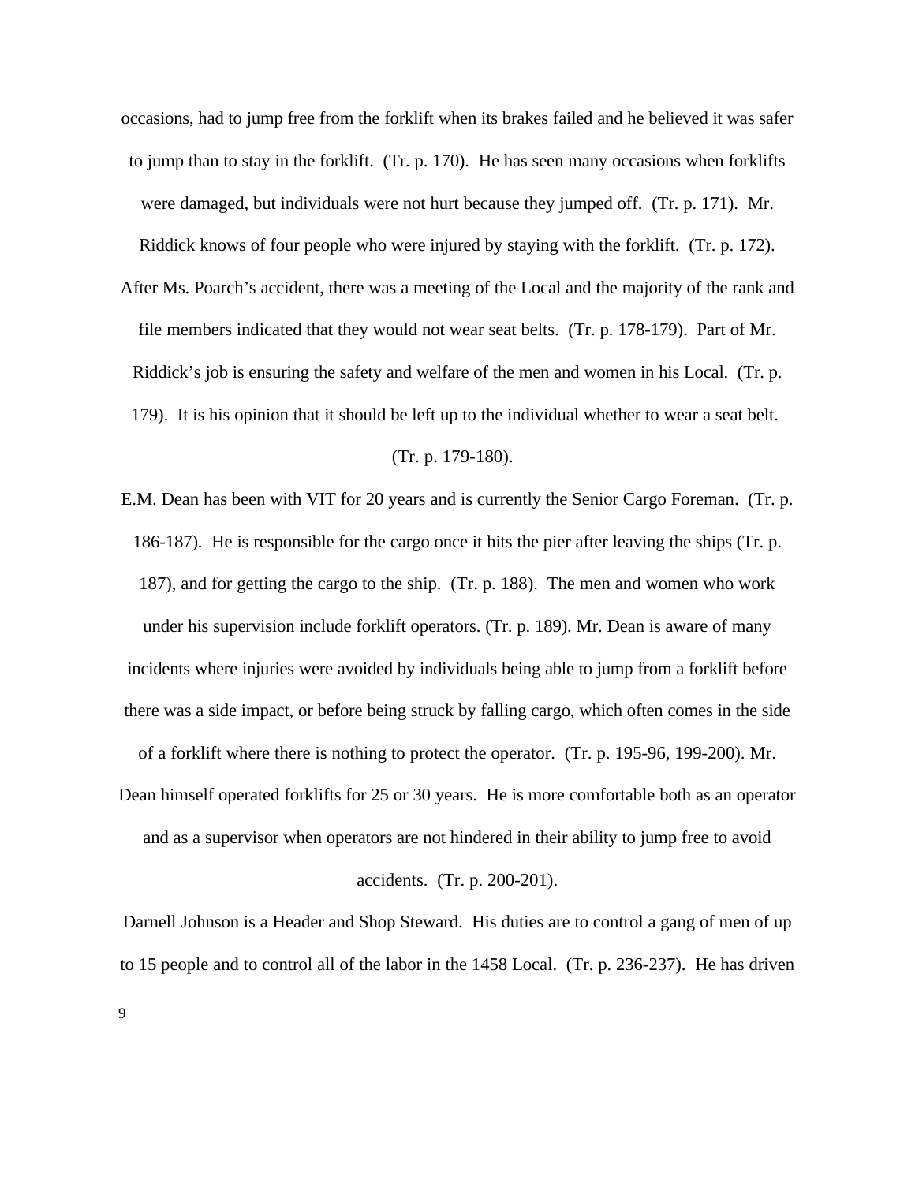occasions, had to jump free from the forklift when its brakes failed and he believed it was safer to jump than to stay in the forklift. (Tr. p. 170). He has seen many occasions when forklifts were damaged, but individuals were not hurt because they jumped off. (Tr. p. 171). Mr. Riddick knows of four people who were injured by staying with the forklift. (Tr. p. 172). After Ms. Poarch's accident, there was a meeting of the Local and the majority of the rank and file members indicated that they would not wear seat belts. (Tr. p. 178-179). Part of Mr. Riddick's job is ensuring the safety and welfare of the men and women in his Local. (Tr. p. 179). It is his opinion that it should be left up to the individual whether to wear a seat belt. (Tr. p. 179-180).

E.M. Dean has been with VIT for 20 years and is currently the Senior Cargo Foreman. (Tr. p. 186-187). He is responsible for the cargo once it hits the pier after leaving the ships (Tr. p. 187), and for getting the cargo to the ship. (Tr. p. 188). The men and women who work under his supervision include forklift operators. (Tr. p. 189). Mr. Dean is aware of many incidents where injuries were avoided by individuals being able to jump from a forklift before there was a side impact, or before being struck by falling cargo, which often comes in the side of a forklift where there is nothing to protect the operator. (Tr. p. 195-96, 199-200). Mr. Dean himself operated forklifts for 25 or 30 years. He is more comfortable both as an operator and as a supervisor when operators are not hindered in their ability to jump free to avoid accidents. (Tr. p. 200-201).

Darnell Johnson is a Header and Shop Steward. His duties are to control a gang of men of up to 15 people and to control all of the labor in the 1458 Local. (Tr. p. 236-237). He has driven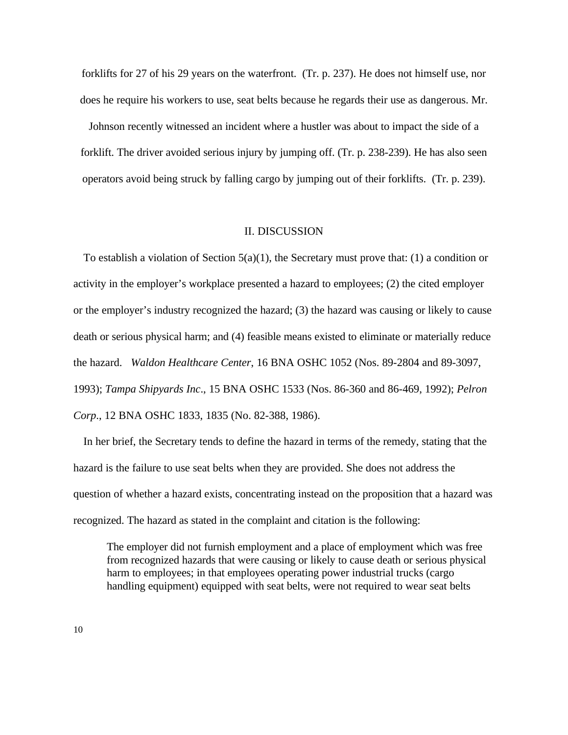forklifts for 27 of his 29 years on the waterfront. (Tr. p. 237). He does not himself use, nor does he require his workers to use, seat belts because he regards their use as dangerous. Mr. Johnson recently witnessed an incident where a hustler was about to impact the side of a forklift. The driver avoided serious injury by jumping off. (Tr. p. 238-239). He has also seen operators avoid being struck by falling cargo by jumping out of their forklifts. (Tr. p. 239).

## II. DISCUSSION

To establish a violation of Section 5(a)(1), the Secretary must prove that: (1) a condition or activity in the employer's workplace presented a hazard to employees; (2) the cited employer or the employer's industry recognized the hazard; (3) the hazard was causing or likely to cause death or serious physical harm; and (4) feasible means existed to eliminate or materially reduce the hazard. *Waldon Healthcare Center*, 16 BNA OSHC 1052 (Nos. 89-2804 and 89-3097, 1993); *Tampa Shipyards Inc*., 15 BNA OSHC 1533 (Nos. 86-360 and 86-469, 1992); *Pelron Corp*., 12 BNA OSHC 1833, 1835 (No. 82-388, 1986).

In her brief, the Secretary tends to define the hazard in terms of the remedy, stating that the hazard is the failure to use seat belts when they are provided. She does not address the question of whether a hazard exists, concentrating instead on the proposition that a hazard was recognized. The hazard as stated in the complaint and citation is the following:

> The employer did not furnish employment and a place of employment which was free from recognized hazards that were causing or likely to cause death or serious physical harm to employees; in that employees operating power industrial trucks (cargo handling equipment) equipped with seat belts, were not required to wear seat belts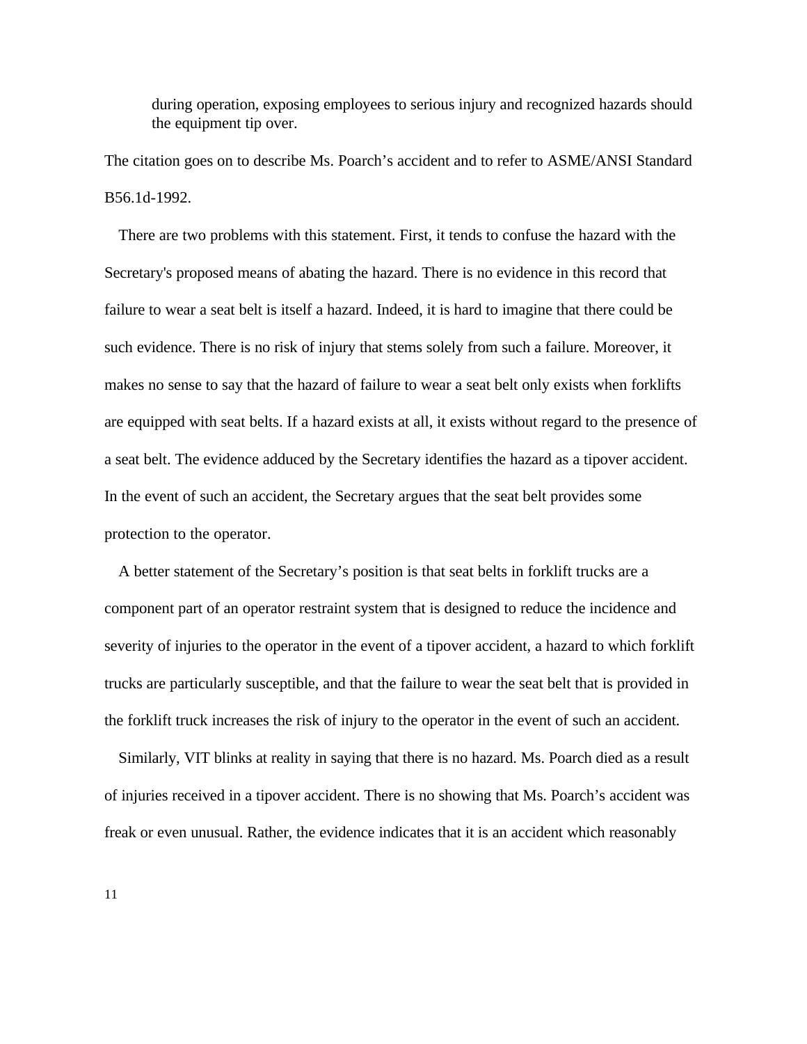> during operation, exposing employees to serious injury and recognized hazards should the equipment tip over.

The citation goes on to describe Ms. Poarch's accident and to refer to ASME/ANSI Standard B56.1d-1992.

There are two problems with this statement. First, it tends to confuse the hazard with the Secretary's proposed means of abating the hazard. There is no evidence in this record that failure to wear a seat belt is itself a hazard. Indeed, it is hard to imagine that there could be such evidence. There is no risk of injury that stems solely from such a failure. Moreover, it makes no sense to say that the hazard of failure to wear a seat belt only exists when forklifts are equipped with seat belts. If a hazard exists at all, it exists without regard to the presence of a seat belt. The evidence adduced by the Secretary identifies the hazard as a tipover accident. In the event of such an accident, the Secretary argues that the seat belt provides some protection to the operator.

A better statement of the Secretary's position is that seat belts in forklift trucks are a component part of an operator restraint system that is designed to reduce the incidence and severity of injuries to the operator in the event of a tipover accident, a hazard to which forklift trucks are particularly susceptible, and that the failure to wear the seat belt that is provided in the forklift truck increases the risk of injury to the operator in the event of such an accident.

Similarly, VIT blinks at reality in saying that there is no hazard. Ms. Poarch died as a result of injuries received in a tipover accident. There is no showing that Ms. Poarch's accident was freak or even unusual. Rather, the evidence indicates that it is an accident which reasonably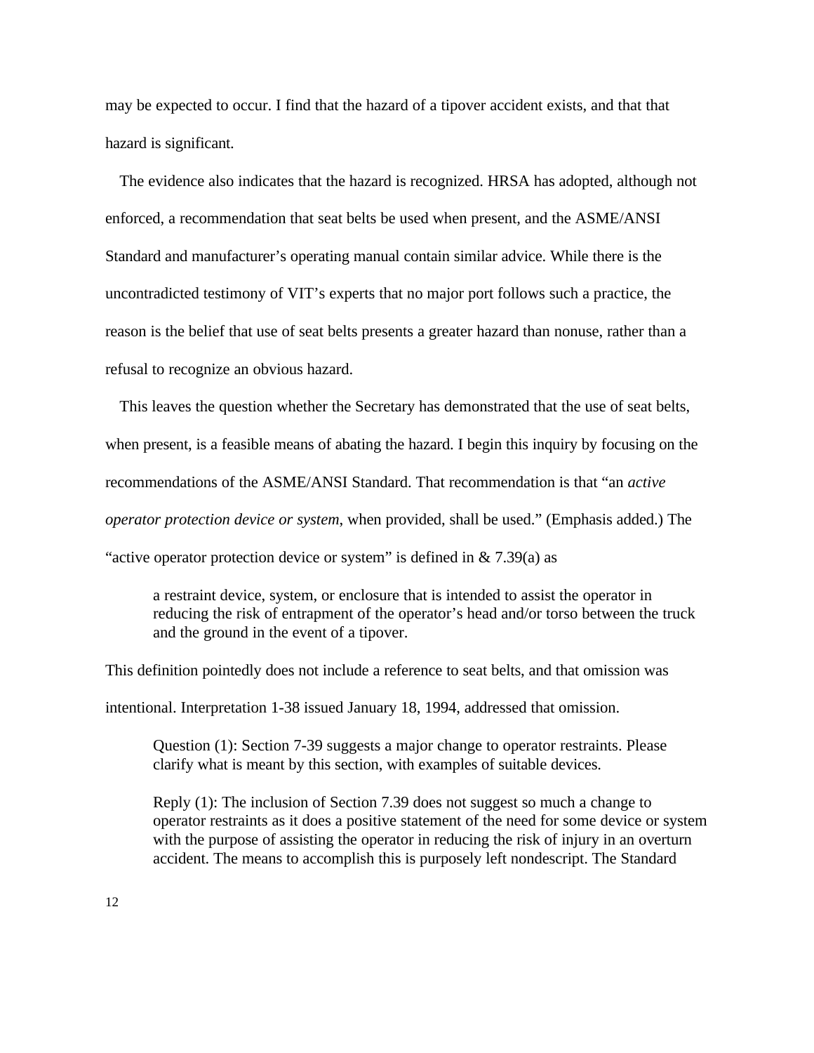may be expected to occur. I find that the hazard of a tipover accident exists, and that that hazard is significant.

The evidence also indicates that the hazard is recognized. HRSA has adopted, although not enforced, a recommendation that seat belts be used when present, and the ASME/ANSI Standard and manufacturer's operating manual contain similar advice. While there is the uncontradicted testimony of VIT's experts that no major port follows such a practice, the reason is the belief that use of seat belts presents a greater hazard than nonuse, rather than a refusal to recognize an obvious hazard.

This leaves the question whether the Secretary has demonstrated that the use of seat belts, when present, is a feasible means of abating the hazard. I begin this inquiry by focusing on the recommendations of the ASME/ANSI Standard. That recommendation is that "an *active operator protection device or system*, when provided, shall be used." (Emphasis added.) The "active operator protection device or system" is defined in & 7.39(a) as

> a restraint device, system, or enclosure that is intended to assist the operator in reducing the risk of entrapment of the operator's head and/or torso between the truck and the ground in the event of a tipover.

This definition pointedly does not include a reference to seat belts, and that omission was intentional. Interpretation 1-38 issued January 18, 1994, addressed that omission.

> Question (1): Section 7-39 suggests a major change to operator restraints. Please clarify what is meant by this section, with examples of suitable devices.
>
> Reply (1): The inclusion of Section 7.39 does not suggest so much a change to operator restraints as it does a positive statement of the need for some device or system with the purpose of assisting the operator in reducing the risk of injury in an overturn accident. The means to accomplish this is purposely left nondescript. The Standard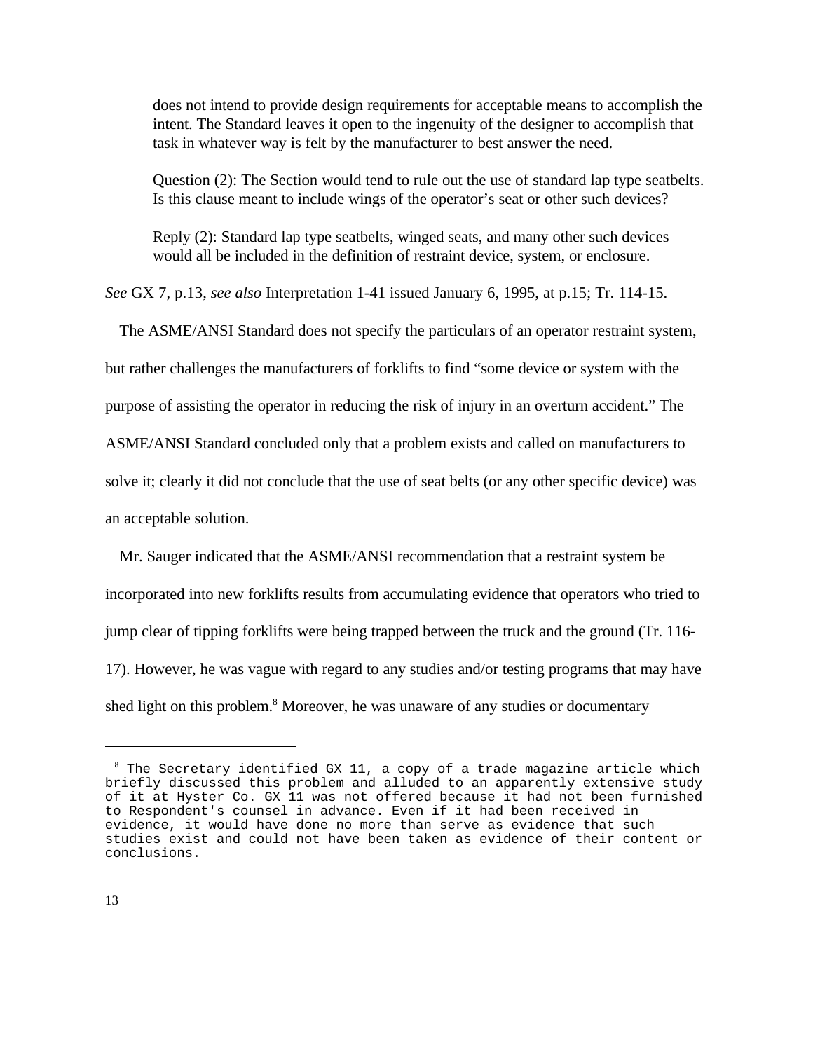> does not intend to provide design requirements for acceptable means to accomplish the intent. The Standard leaves it open to the ingenuity of the designer to accomplish that task in whatever way is felt by the manufacturer to best answer the need.
>
> Question (2): The Section would tend to rule out the use of standard lap type seatbelts. Is this clause meant to include wings of the operator's seat or other such devices?
>
> Reply (2): Standard lap type seatbelts, winged seats, and many other such devices would all be included in the definition of restraint device, system, or enclosure.

*See* GX 7, p.13, *see also* Interpretation 1-41 issued January 6, 1995, at p.15; Tr. 114-15.

The ASME/ANSI Standard does not specify the particulars of an operator restraint system, but rather challenges the manufacturers of forklifts to find "some device or system with the purpose of assisting the operator in reducing the risk of injury in an overturn accident." The ASME/ANSI Standard concluded only that a problem exists and called on manufacturers to solve it; clearly it did not conclude that the use of seat belts (or any other specific device) was an acceptable solution.

Mr. Sauger indicated that the ASME/ANSI recommendation that a restraint system be incorporated into new forklifts results from accumulating evidence that operators who tried to jump clear of tipping forklifts were being trapped between the truck and the ground (Tr. 116-17). However, he was vague with regard to any studies and/or testing programs that may have shed light on this problem.[8] Moreover, he was unaware of any studies or documentary

---

[8] The Secretary identified GX 11, a copy of a trade magazine article which briefly discussed this problem and alluded to an apparently extensive study of it at Hyster Co. GX 11 was not offered because it had not been furnished to Respondent's counsel in advance. Even if it had been received in evidence, it would have done no more than serve as evidence that such studies exist and could not have been taken as evidence of their content or conclusions.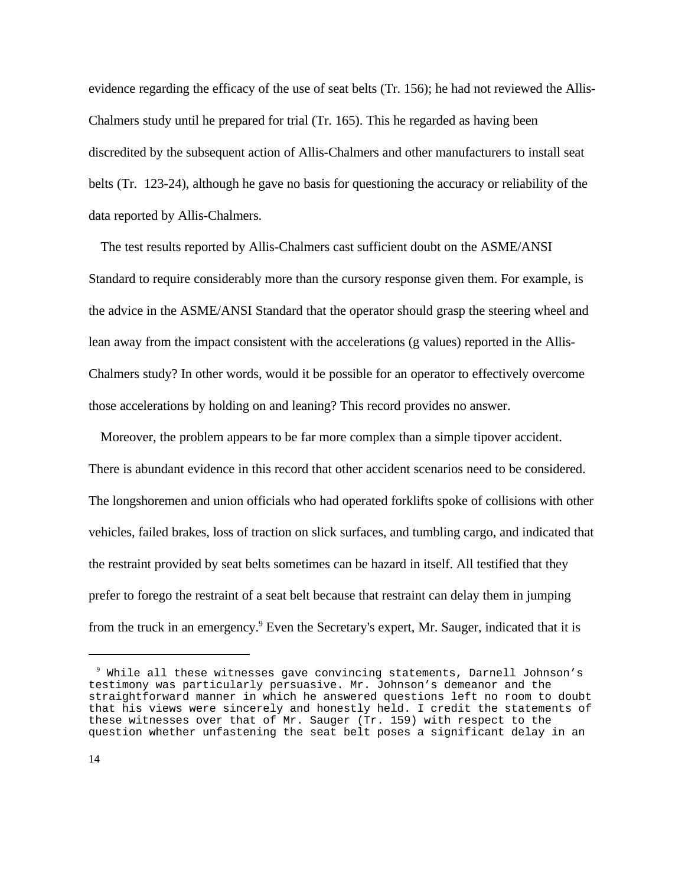evidence regarding the efficacy of the use of seat belts (Tr. 156); he had not reviewed the Allis-Chalmers study until he prepared for trial (Tr. 165). This he regarded as having been discredited by the subsequent action of Allis-Chalmers and other manufacturers to install seat belts (Tr. 123-24), although he gave no basis for questioning the accuracy or reliability of the data reported by Allis-Chalmers.

The test results reported by Allis-Chalmers cast sufficient doubt on the ASME/ANSI Standard to require considerably more than the cursory response given them. For example, is the advice in the ASME/ANSI Standard that the operator should grasp the steering wheel and lean away from the impact consistent with the accelerations (g values) reported in the Allis-Chalmers study? In other words, would it be possible for an operator to effectively overcome those accelerations by holding on and leaning? This record provides no answer.

Moreover, the problem appears to be far more complex than a simple tipover accident. There is abundant evidence in this record that other accident scenarios need to be considered. The longshoremen and union officials who had operated forklifts spoke of collisions with other vehicles, failed brakes, loss of traction on slick surfaces, and tumbling cargo, and indicated that the restraint provided by seat belts sometimes can be hazard in itself. All testified that they prefer to forego the restraint of a seat belt because that restraint can delay them in jumping from the truck in an emergency.[9] Even the Secretary's expert, Mr. Sauger, indicated that it is

[9] While all these witnesses gave convincing statements, Darnell Johnson's testimony was particularly persuasive. Mr. Johnson's demeanor and the straightforward manner in which he answered questions left no room to doubt that his views were sincerely and honestly held. I credit the statements of these witnesses over that of Mr. Sauger (Tr. 159) with respect to the question whether unfastening the seat belt poses a significant delay in an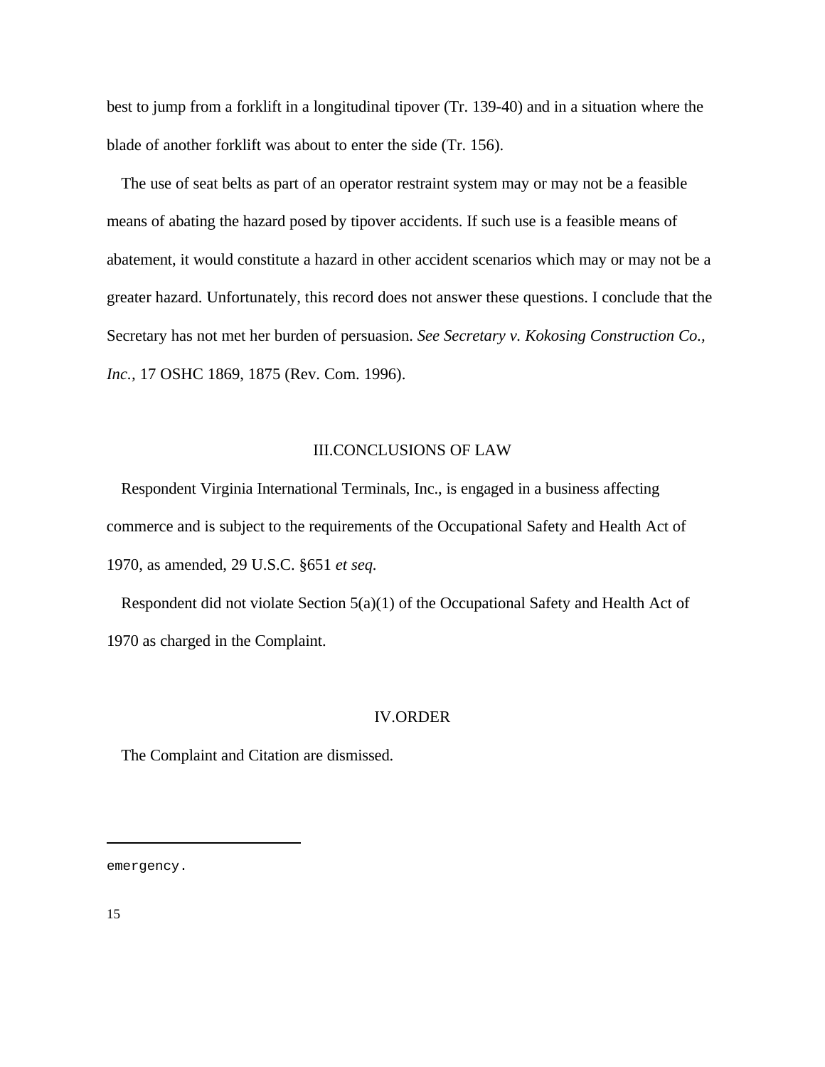best to jump from a forklift in a longitudinal tipover (Tr. 139-40) and in a situation where the blade of another forklift was about to enter the side (Tr. 156).

The use of seat belts as part of an operator restraint system may or may not be a feasible means of abating the hazard posed by tipover accidents. If such use is a feasible means of abatement, it would constitute a hazard in other accident scenarios which may or may not be a greater hazard. Unfortunately, this record does not answer these questions. I conclude that the Secretary has not met her burden of persuasion. *See Secretary v. Kokosing Construction Co., Inc.*, 17 OSHC 1869, 1875 (Rev. Com. 1996).

## III.CONCLUSIONS OF LAW

Respondent Virginia International Terminals, Inc., is engaged in a business affecting commerce and is subject to the requirements of the Occupational Safety and Health Act of 1970, as amended, 29 U.S.C. §651 *et seq.*

Respondent did not violate Section 5(a)(1) of the Occupational Safety and Health Act of 1970 as charged in the Complaint.

## IV.ORDER

The Complaint and Citation are dismissed.

---

emergency.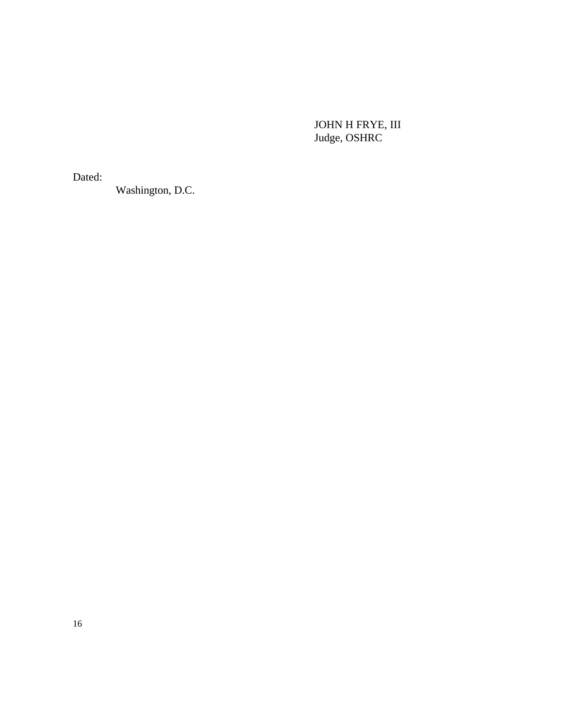JOHN H FRYE, III
Judge, OSHRC

Dated:
Washington, D.C.